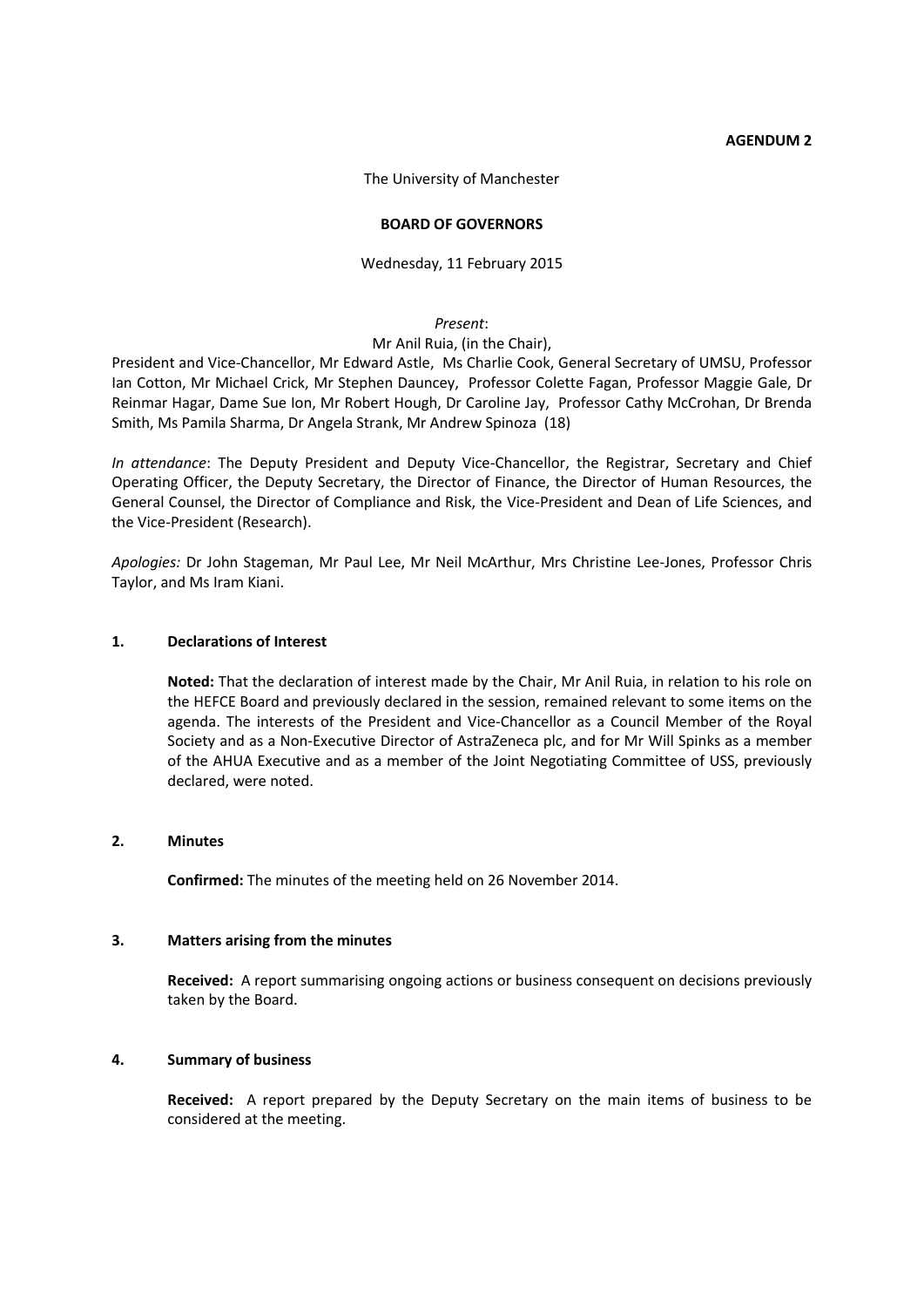**AGENDUM 2**

The University of Manchester

**BOARD OF GOVERNORS**

Wednesday, 11 February 2015

*Present*:
Mr Anil Ruia, (in the Chair),
President and Vice-Chancellor, Mr Edward Astle, Ms Charlie Cook, General Secretary of UMSU, Professor Ian Cotton, Mr Michael Crick, Mr Stephen Dauncey, Professor Colette Fagan, Professor Maggie Gale, Dr Reinmar Hagar, Dame Sue Ion, Mr Robert Hough, Dr Caroline Jay, Professor Cathy McCrohan, Dr Brenda Smith, Ms Pamila Sharma, Dr Angela Strank, Mr Andrew Spinoza (18)

*In attendance*: The Deputy President and Deputy Vice-Chancellor, the Registrar, Secretary and Chief Operating Officer, the Deputy Secretary, the Director of Finance, the Director of Human Resources, the General Counsel, the Director of Compliance and Risk, the Vice-President and Dean of Life Sciences, and the Vice-President (Research).

*Apologies:* Dr John Stageman, Mr Paul Lee, Mr Neil McArthur, Mrs Christine Lee-Jones, Professor Chris Taylor, and Ms Iram Kiani.

## 1. Declarations of Interest

**Noted:** That the declaration of interest made by the Chair, Mr Anil Ruia, in relation to his role on the HEFCE Board and previously declared in the session, remained relevant to some items on the agenda. The interests of the President and Vice-Chancellor as a Council Member of the Royal Society and as a Non-Executive Director of AstraZeneca plc, and for Mr Will Spinks as a member of the AHUA Executive and as a member of the Joint Negotiating Committee of USS, previously declared, were noted.

## 2. Minutes

**Confirmed:** The minutes of the meeting held on 26 November 2014.

## 3. Matters arising from the minutes

**Received:** A report summarising ongoing actions or business consequent on decisions previously taken by the Board.

## 4. Summary of business

**Received:** A report prepared by the Deputy Secretary on the main items of business to be considered at the meeting.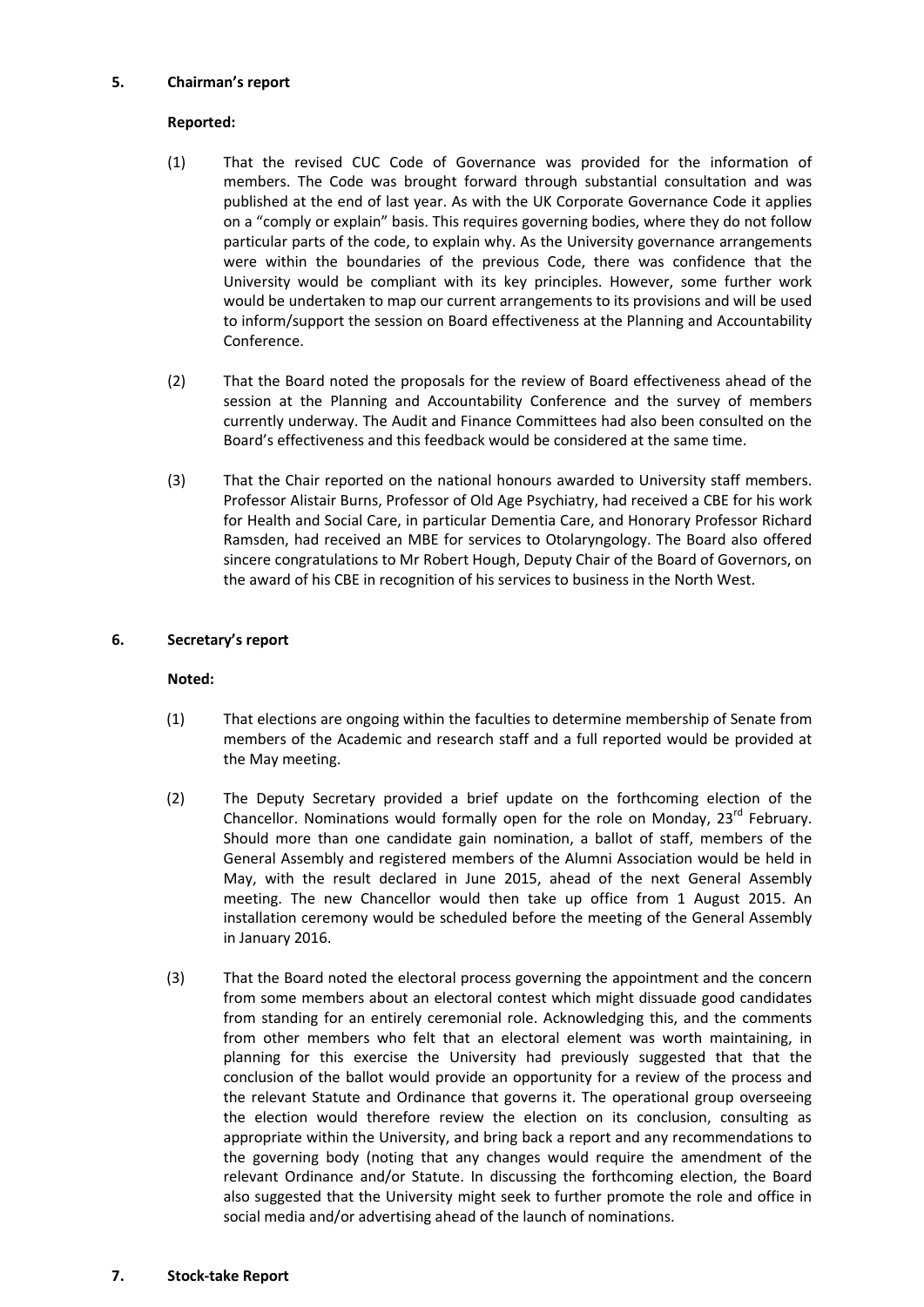## 5. Chairman's report

**Reported:**

(1) That the revised CUC Code of Governance was provided for the information of members. The Code was brought forward through substantial consultation and was published at the end of last year. As with the UK Corporate Governance Code it applies on a "comply or explain" basis. This requires governing bodies, where they do not follow particular parts of the code, to explain why. As the University governance arrangements were within the boundaries of the previous Code, there was confidence that the University would be compliant with its key principles. However, some further work would be undertaken to map our current arrangements to its provisions and will be used to inform/support the session on Board effectiveness at the Planning and Accountability Conference.

(2) That the Board noted the proposals for the review of Board effectiveness ahead of the session at the Planning and Accountability Conference and the survey of members currently underway. The Audit and Finance Committees had also been consulted on the Board's effectiveness and this feedback would be considered at the same time.

(3) That the Chair reported on the national honours awarded to University staff members. Professor Alistair Burns, Professor of Old Age Psychiatry, had received a CBE for his work for Health and Social Care, in particular Dementia Care, and Honorary Professor Richard Ramsden, had received an MBE for services to Otolaryngology. The Board also offered sincere congratulations to Mr Robert Hough, Deputy Chair of the Board of Governors, on the award of his CBE in recognition of his services to business in the North West.

## 6. Secretary's report

**Noted:**

(1) That elections are ongoing within the faculties to determine membership of Senate from members of the Academic and research staff and a full reported would be provided at the May meeting.

(2) The Deputy Secretary provided a brief update on the forthcoming election of the Chancellor. Nominations would formally open for the role on Monday, 23rd February. Should more than one candidate gain nomination, a ballot of staff, members of the General Assembly and registered members of the Alumni Association would be held in May, with the result declared in June 2015, ahead of the next General Assembly meeting. The new Chancellor would then take up office from 1 August 2015. An installation ceremony would be scheduled before the meeting of the General Assembly in January 2016.

(3) That the Board noted the electoral process governing the appointment and the concern from some members about an electoral contest which might dissuade good candidates from standing for an entirely ceremonial role. Acknowledging this, and the comments from other members who felt that an electoral element was worth maintaining, in planning for this exercise the University had previously suggested that that the conclusion of the ballot would provide an opportunity for a review of the process and the relevant Statute and Ordinance that governs it. The operational group overseeing the election would therefore review the election on its conclusion, consulting as appropriate within the University, and bring back a report and any recommendations to the governing body (noting that any changes would require the amendment of the relevant Ordinance and/or Statute. In discussing the forthcoming election, the Board also suggested that the University might seek to further promote the role and office in social media and/or advertising ahead of the launch of nominations.

## 7. Stock-take Report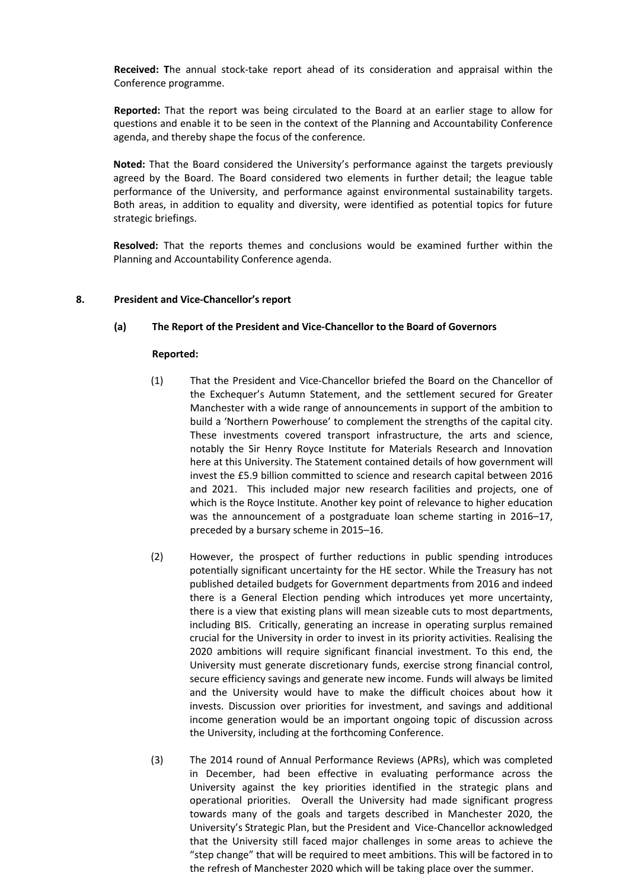**Received:** **T**he annual stock-take report ahead of its consideration and appraisal within the Conference programme.

**Reported:** That the report was being circulated to the Board at an earlier stage to allow for questions and enable it to be seen in the context of the Planning and Accountability Conference agenda, and thereby shape the focus of the conference.

**Noted:** That the Board considered the University's performance against the targets previously agreed by the Board. The Board considered two elements in further detail; the league table performance of the University, and performance against environmental sustainability targets. Both areas, in addition to equality and diversity, were identified as potential topics for future strategic briefings.

**Resolved:** That the reports themes and conclusions would be examined further within the Planning and Accountability Conference agenda.

## 8. President and Vice-Chancellor's report

### (a) The Report of the President and Vice-Chancellor to the Board of Governors

**Reported:**

(1) That the President and Vice-Chancellor briefed the Board on the Chancellor of the Exchequer's Autumn Statement, and the settlement secured for Greater Manchester with a wide range of announcements in support of the ambition to build a 'Northern Powerhouse' to complement the strengths of the capital city. These investments covered transport infrastructure, the arts and science, notably the Sir Henry Royce Institute for Materials Research and Innovation here at this University. The Statement contained details of how government will invest the £5.9 billion committed to science and research capital between 2016 and 2021. This included major new research facilities and projects, one of which is the Royce Institute. Another key point of relevance to higher education was the announcement of a postgraduate loan scheme starting in 2016–17, preceded by a bursary scheme in 2015–16.

(2) However, the prospect of further reductions in public spending introduces potentially significant uncertainty for the HE sector. While the Treasury has not published detailed budgets for Government departments from 2016 and indeed there is a General Election pending which introduces yet more uncertainty, there is a view that existing plans will mean sizeable cuts to most departments, including BIS. Critically, generating an increase in operating surplus remained crucial for the University in order to invest in its priority activities. Realising the 2020 ambitions will require significant financial investment. To this end, the University must generate discretionary funds, exercise strong financial control, secure efficiency savings and generate new income. Funds will always be limited and the University would have to make the difficult choices about how it invests. Discussion over priorities for investment, and savings and additional income generation would be an important ongoing topic of discussion across the University, including at the forthcoming Conference.

(3) The 2014 round of Annual Performance Reviews (APRs), which was completed in December, had been effective in evaluating performance across the University against the key priorities identified in the strategic plans and operational priorities. Overall the University had made significant progress towards many of the goals and targets described in Manchester 2020, the University's Strategic Plan, but the President and Vice-Chancellor acknowledged that the University still faced major challenges in some areas to achieve the "step change" that will be required to meet ambitions. This will be factored in to the refresh of Manchester 2020 which will be taking place over the summer.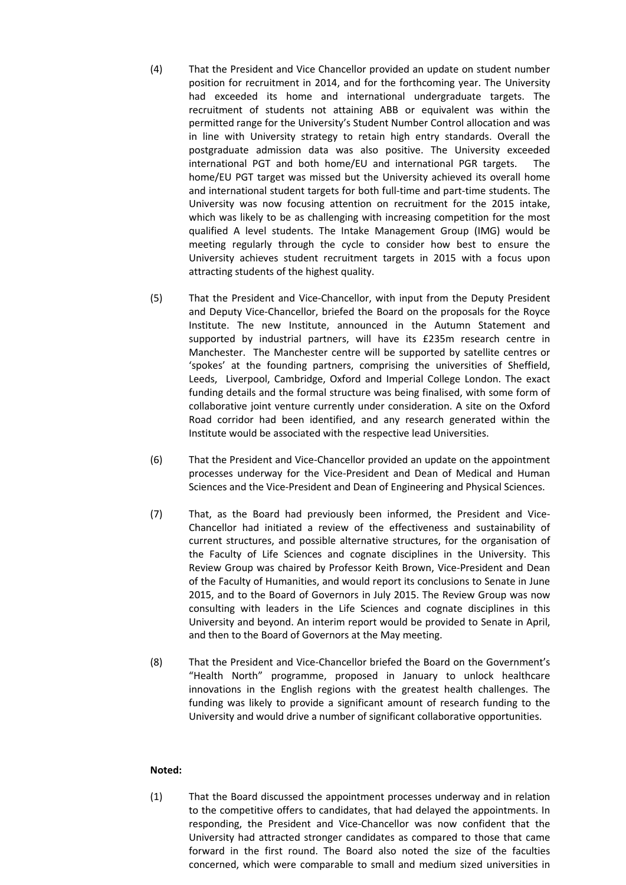(4) That the President and Vice Chancellor provided an update on student number position for recruitment in 2014, and for the forthcoming year. The University had exceeded its home and international undergraduate targets. The recruitment of students not attaining ABB or equivalent was within the permitted range for the University's Student Number Control allocation and was in line with University strategy to retain high entry standards. Overall the postgraduate admission data was also positive. The University exceeded international PGT and both home/EU and international PGR targets. The home/EU PGT target was missed but the University achieved its overall home and international student targets for both full-time and part-time students. The University was now focusing attention on recruitment for the 2015 intake, which was likely to be as challenging with increasing competition for the most qualified A level students. The Intake Management Group (IMG) would be meeting regularly through the cycle to consider how best to ensure the University achieves student recruitment targets in 2015 with a focus upon attracting students of the highest quality.

(5) That the President and Vice-Chancellor, with input from the Deputy President and Deputy Vice-Chancellor, briefed the Board on the proposals for the Royce Institute. The new Institute, announced in the Autumn Statement and supported by industrial partners, will have its £235m research centre in Manchester. The Manchester centre will be supported by satellite centres or 'spokes' at the founding partners, comprising the universities of Sheffield, Leeds, Liverpool, Cambridge, Oxford and Imperial College London. The exact funding details and the formal structure was being finalised, with some form of collaborative joint venture currently under consideration. A site on the Oxford Road corridor had been identified, and any research generated within the Institute would be associated with the respective lead Universities.

(6) That the President and Vice-Chancellor provided an update on the appointment processes underway for the Vice-President and Dean of Medical and Human Sciences and the Vice-President and Dean of Engineering and Physical Sciences.

(7) That, as the Board had previously been informed, the President and Vice-Chancellor had initiated a review of the effectiveness and sustainability of current structures, and possible alternative structures, for the organisation of the Faculty of Life Sciences and cognate disciplines in the University. This Review Group was chaired by Professor Keith Brown, Vice-President and Dean of the Faculty of Humanities, and would report its conclusions to Senate in June 2015, and to the Board of Governors in July 2015. The Review Group was now consulting with leaders in the Life Sciences and cognate disciplines in this University and beyond. An interim report would be provided to Senate in April, and then to the Board of Governors at the May meeting.

(8) That the President and Vice-Chancellor briefed the Board on the Government's "Health North" programme, proposed in January to unlock healthcare innovations in the English regions with the greatest health challenges. The funding was likely to provide a significant amount of research funding to the University and would drive a number of significant collaborative opportunities.

**Noted:**

(1) That the Board discussed the appointment processes underway and in relation to the competitive offers to candidates, that had delayed the appointments. In responding, the President and Vice-Chancellor was now confident that the University had attracted stronger candidates as compared to those that came forward in the first round. The Board also noted the size of the faculties concerned, which were comparable to small and medium sized universities in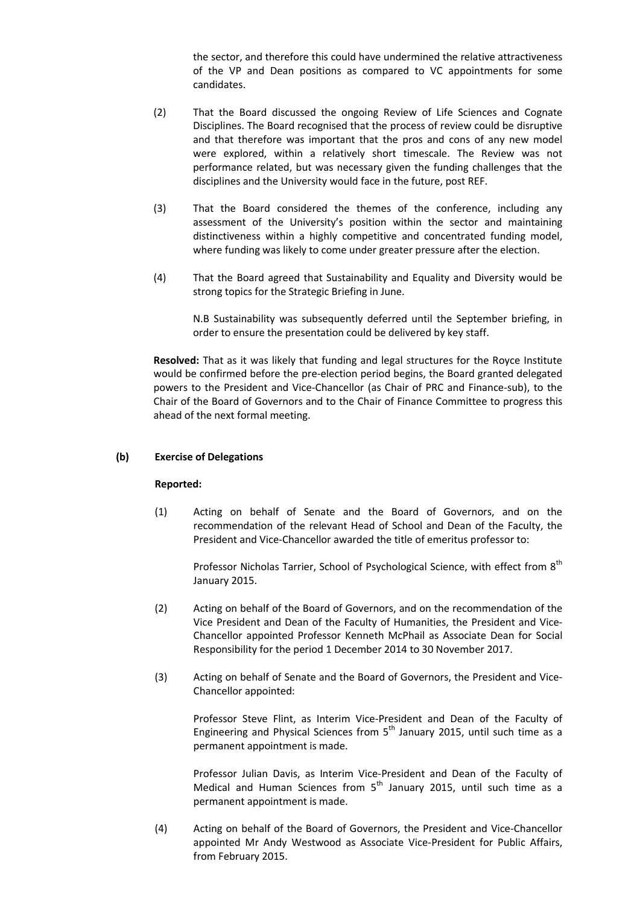the sector, and therefore this could have undermined the relative attractiveness of the VP and Dean positions as compared to VC appointments for some candidates.

(2) That the Board discussed the ongoing Review of Life Sciences and Cognate Disciplines. The Board recognised that the process of review could be disruptive and that therefore was important that the pros and cons of any new model were explored, within a relatively short timescale. The Review was not performance related, but was necessary given the funding challenges that the disciplines and the University would face in the future, post REF.

(3) That the Board considered the themes of the conference, including any assessment of the University's position within the sector and maintaining distinctiveness within a highly competitive and concentrated funding model, where funding was likely to come under greater pressure after the election.

(4) That the Board agreed that Sustainability and Equality and Diversity would be strong topics for the Strategic Briefing in June.

N.B Sustainability was subsequently deferred until the September briefing, in order to ensure the presentation could be delivered by key staff.

**Resolved:** That as it was likely that funding and legal structures for the Royce Institute would be confirmed before the pre-election period begins, the Board granted delegated powers to the President and Vice-Chancellor (as Chair of PRC and Finance-sub), to the Chair of the Board of Governors and to the Chair of Finance Committee to progress this ahead of the next formal meeting.

**(b) Exercise of Delegations**

**Reported:**

(1) Acting on behalf of Senate and the Board of Governors, and on the recommendation of the relevant Head of School and Dean of the Faculty, the President and Vice-Chancellor awarded the title of emeritus professor to:

Professor Nicholas Tarrier, School of Psychological Science, with effect from 8th January 2015.

(2) Acting on behalf of the Board of Governors, and on the recommendation of the Vice President and Dean of the Faculty of Humanities, the President and Vice-Chancellor appointed Professor Kenneth McPhail as Associate Dean for Social Responsibility for the period 1 December 2014 to 30 November 2017.

(3) Acting on behalf of Senate and the Board of Governors, the President and Vice-Chancellor appointed:

Professor Steve Flint, as Interim Vice-President and Dean of the Faculty of Engineering and Physical Sciences from 5th January 2015, until such time as a permanent appointment is made.

Professor Julian Davis, as Interim Vice-President and Dean of the Faculty of Medical and Human Sciences from 5th January 2015, until such time as a permanent appointment is made.

(4) Acting on behalf of the Board of Governors, the President and Vice-Chancellor appointed Mr Andy Westwood as Associate Vice-President for Public Affairs, from February 2015.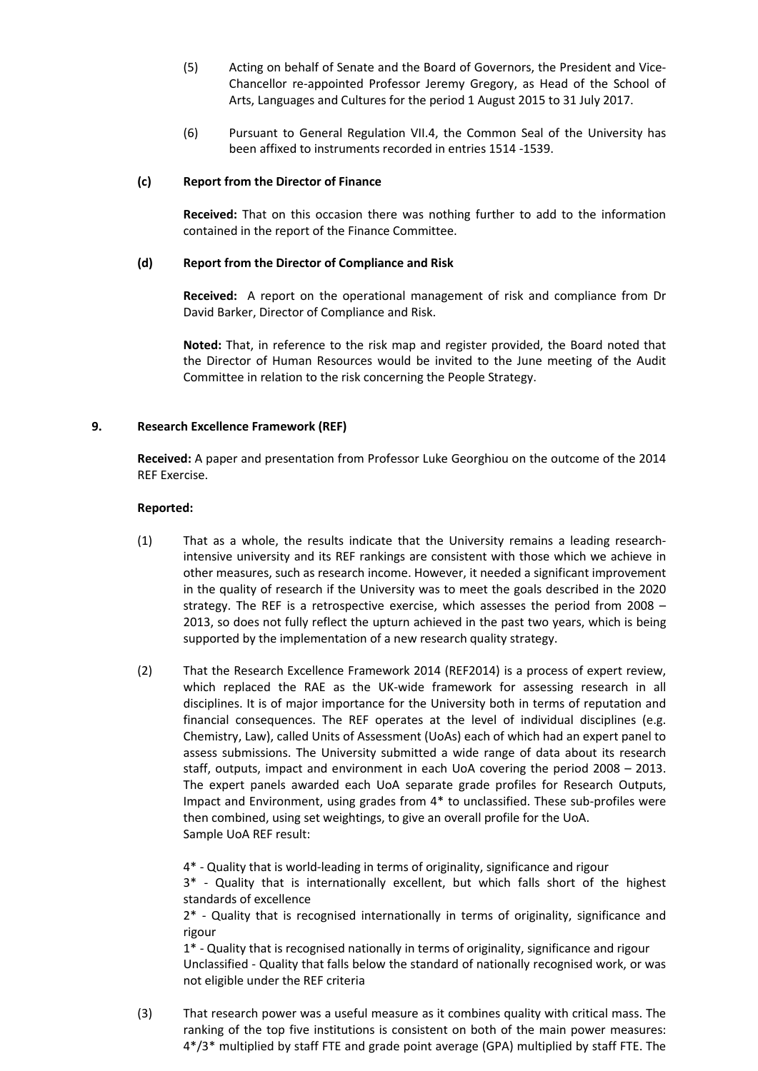(5) Acting on behalf of Senate and the Board of Governors, the President and Vice-Chancellor re-appointed Professor Jeremy Gregory, as Head of the School of Arts, Languages and Cultures for the period 1 August 2015 to 31 July 2017.

(6) Pursuant to General Regulation VII.4, the Common Seal of the University has been affixed to instruments recorded in entries 1514 -1539.

**(c) Report from the Director of Finance**

**Received:** That on this occasion there was nothing further to add to the information contained in the report of the Finance Committee.

**(d) Report from the Director of Compliance and Risk**

**Received:** A report on the operational management of risk and compliance from Dr David Barker, Director of Compliance and Risk.

**Noted:** That, in reference to the risk map and register provided, the Board noted that the Director of Human Resources would be invited to the June meeting of the Audit Committee in relation to the risk concerning the People Strategy.

## 9. Research Excellence Framework (REF)

**Received:** A paper and presentation from Professor Luke Georghiou on the outcome of the 2014 REF Exercise.

**Reported:**

(1) That as a whole, the results indicate that the University remains a leading research-intensive university and its REF rankings are consistent with those which we achieve in other measures, such as research income. However, it needed a significant improvement in the quality of research if the University was to meet the goals described in the 2020 strategy. The REF is a retrospective exercise, which assesses the period from 2008 – 2013, so does not fully reflect the upturn achieved in the past two years, which is being supported by the implementation of a new research quality strategy.

(2) That the Research Excellence Framework 2014 (REF2014) is a process of expert review, which replaced the RAE as the UK-wide framework for assessing research in all disciplines. It is of major importance for the University both in terms of reputation and financial consequences. The REF operates at the level of individual disciplines (e.g. Chemistry, Law), called Units of Assessment (UoAs) each of which had an expert panel to assess submissions. The University submitted a wide range of data about its research staff, outputs, impact and environment in each UoA covering the period 2008 – 2013. The expert panels awarded each UoA separate grade profiles for Research Outputs, Impact and Environment, using grades from 4* to unclassified. These sub-profiles were then combined, using set weightings, to give an overall profile for the UoA.
Sample UoA REF result:

4* - Quality that is world-leading in terms of originality, significance and rigour
3* - Quality that is internationally excellent, but which falls short of the highest standards of excellence
2* - Quality that is recognised internationally in terms of originality, significance and rigour
1* - Quality that is recognised nationally in terms of originality, significance and rigour
Unclassified - Quality that falls below the standard of nationally recognised work, or was not eligible under the REF criteria

(3) That research power was a useful measure as it combines quality with critical mass. The ranking of the top five institutions is consistent on both of the main power measures: 4*/3* multiplied by staff FTE and grade point average (GPA) multiplied by staff FTE. The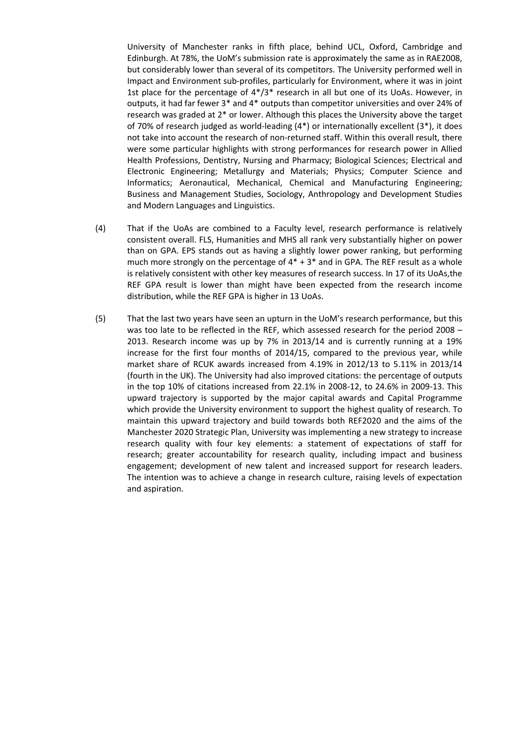University of Manchester ranks in fifth place, behind UCL, Oxford, Cambridge and Edinburgh. At 78%, the UoM's submission rate is approximately the same as in RAE2008, but considerably lower than several of its competitors. The University performed well in Impact and Environment sub-profiles, particularly for Environment, where it was in joint 1st place for the percentage of 4*/3* research in all but one of its UoAs. However, in outputs, it had far fewer 3* and 4* outputs than competitor universities and over 24% of research was graded at 2* or lower. Although this places the University above the target of 70% of research judged as world-leading (4*) or internationally excellent (3*), it does not take into account the research of non-returned staff. Within this overall result, there were some particular highlights with strong performances for research power in Allied Health Professions, Dentistry, Nursing and Pharmacy; Biological Sciences; Electrical and Electronic Engineering; Metallurgy and Materials; Physics; Computer Science and Informatics; Aeronautical, Mechanical, Chemical and Manufacturing Engineering; Business and Management Studies, Sociology, Anthropology and Development Studies and Modern Languages and Linguistics.

(4) That if the UoAs are combined to a Faculty level, research performance is relatively consistent overall. FLS, Humanities and MHS all rank very substantially higher on power than on GPA. EPS stands out as having a slightly lower power ranking, but performing much more strongly on the percentage of 4* + 3* and in GPA. The REF result as a whole is relatively consistent with other key measures of research success. In 17 of its UoAs,the REF GPA result is lower than might have been expected from the research income distribution, while the REF GPA is higher in 13 UoAs.

(5) That the last two years have seen an upturn in the UoM's research performance, but this was too late to be reflected in the REF, which assessed research for the period 2008 – 2013. Research income was up by 7% in 2013/14 and is currently running at a 19% increase for the first four months of 2014/15, compared to the previous year, while market share of RCUK awards increased from 4.19% in 2012/13 to 5.11% in 2013/14 (fourth in the UK). The University had also improved citations: the percentage of outputs in the top 10% of citations increased from 22.1% in 2008-12, to 24.6% in 2009-13. This upward trajectory is supported by the major capital awards and Capital Programme which provide the University environment to support the highest quality of research. To maintain this upward trajectory and build towards both REF2020 and the aims of the Manchester 2020 Strategic Plan, University was implementing a new strategy to increase research quality with four key elements: a statement of expectations of staff for research; greater accountability for research quality, including impact and business engagement; development of new talent and increased support for research leaders. The intention was to achieve a change in research culture, raising levels of expectation and aspiration.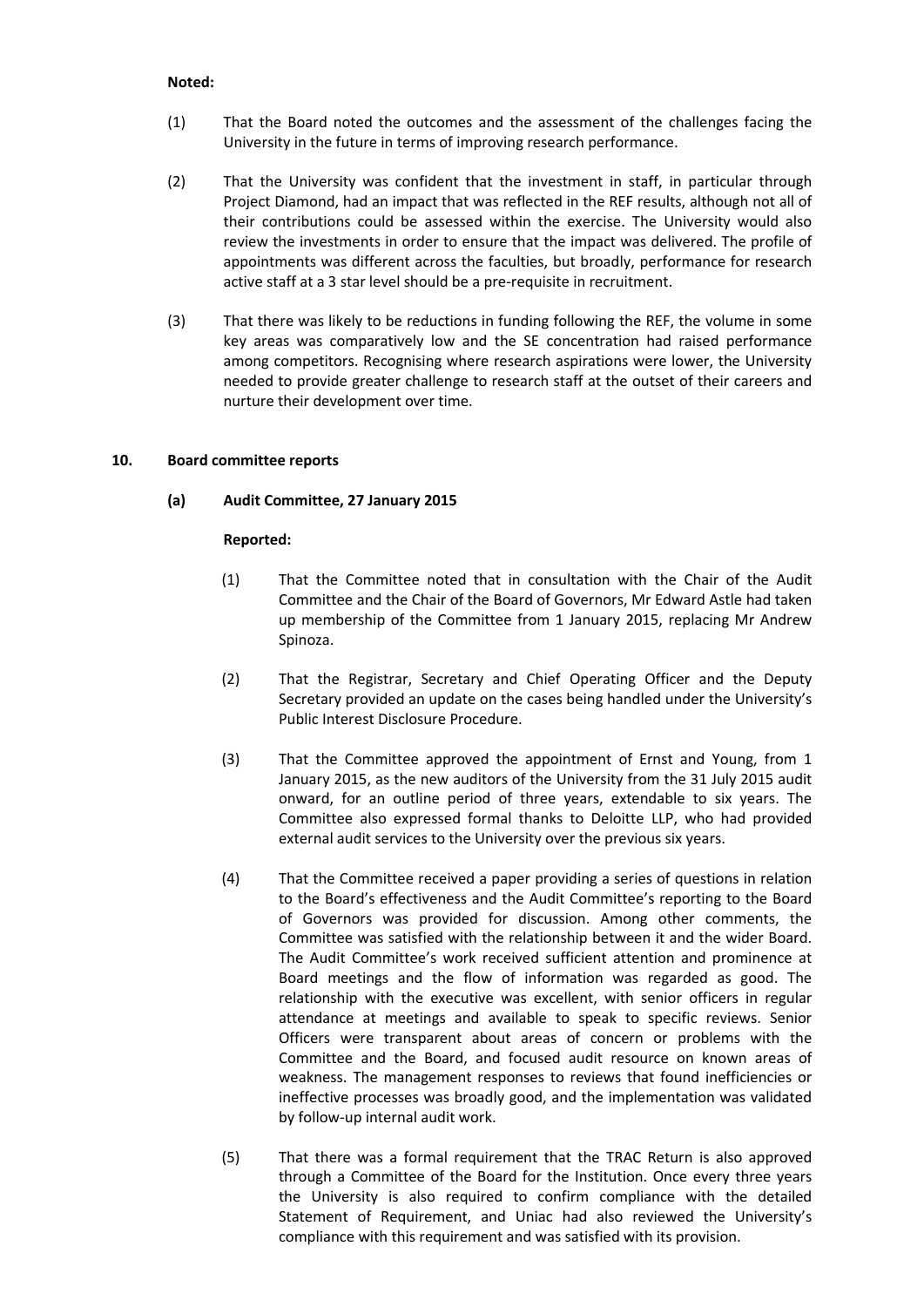**Noted:**

(1) That the Board noted the outcomes and the assessment of the challenges facing the University in the future in terms of improving research performance.

(2) That the University was confident that the investment in staff, in particular through Project Diamond, had an impact that was reflected in the REF results, although not all of their contributions could be assessed within the exercise. The University would also review the investments in order to ensure that the impact was delivered. The profile of appointments was different across the faculties, but broadly, performance for research active staff at a 3 star level should be a pre-requisite in recruitment.

(3) That there was likely to be reductions in funding following the REF, the volume in some key areas was comparatively low and the SE concentration had raised performance among competitors. Recognising where research aspirations were lower, the University needed to provide greater challenge to research staff at the outset of their careers and nurture their development over time.

## 10. Board committee reports

### (a) Audit Committee, 27 January 2015

**Reported:**

(1) That the Committee noted that in consultation with the Chair of the Audit Committee and the Chair of the Board of Governors, Mr Edward Astle had taken up membership of the Committee from 1 January 2015, replacing Mr Andrew Spinoza.

(2) That the Registrar, Secretary and Chief Operating Officer and the Deputy Secretary provided an update on the cases being handled under the University's Public Interest Disclosure Procedure.

(3) That the Committee approved the appointment of Ernst and Young, from 1 January 2015, as the new auditors of the University from the 31 July 2015 audit onward, for an outline period of three years, extendable to six years. The Committee also expressed formal thanks to Deloitte LLP, who had provided external audit services to the University over the previous six years.

(4) That the Committee received a paper providing a series of questions in relation to the Board's effectiveness and the Audit Committee's reporting to the Board of Governors was provided for discussion. Among other comments, the Committee was satisfied with the relationship between it and the wider Board. The Audit Committee's work received sufficient attention and prominence at Board meetings and the flow of information was regarded as good. The relationship with the executive was excellent, with senior officers in regular attendance at meetings and available to speak to specific reviews. Senior Officers were transparent about areas of concern or problems with the Committee and the Board, and focused audit resource on known areas of weakness. The management responses to reviews that found inefficiencies or ineffective processes was broadly good, and the implementation was validated by follow-up internal audit work.

(5) That there was a formal requirement that the TRAC Return is also approved through a Committee of the Board for the Institution. Once every three years the University is also required to confirm compliance with the detailed Statement of Requirement, and Uniac had also reviewed the University's compliance with this requirement and was satisfied with its provision.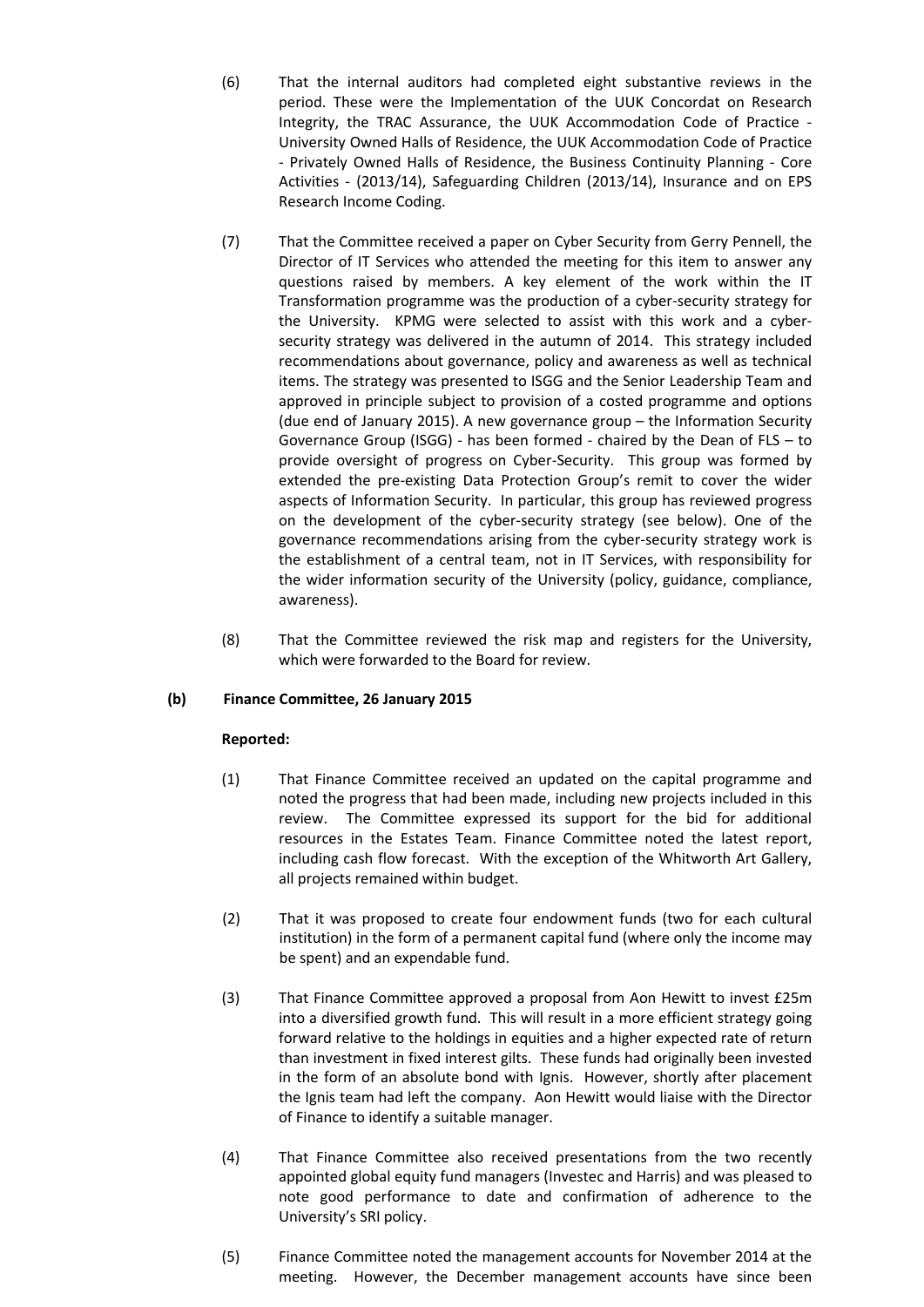(6) That the internal auditors had completed eight substantive reviews in the period. These were the Implementation of the UUK Concordat on Research Integrity, the TRAC Assurance, the UUK Accommodation Code of Practice - University Owned Halls of Residence, the UUK Accommodation Code of Practice - Privately Owned Halls of Residence, the Business Continuity Planning - Core Activities - (2013/14), Safeguarding Children (2013/14), Insurance and on EPS Research Income Coding.

(7) That the Committee received a paper on Cyber Security from Gerry Pennell, the Director of IT Services who attended the meeting for this item to answer any questions raised by members. A key element of the work within the IT Transformation programme was the production of a cyber-security strategy for the University. KPMG were selected to assist with this work and a cyber-security strategy was delivered in the autumn of 2014. This strategy included recommendations about governance, policy and awareness as well as technical items. The strategy was presented to ISGG and the Senior Leadership Team and approved in principle subject to provision of a costed programme and options (due end of January 2015). A new governance group – the Information Security Governance Group (ISGG) - has been formed - chaired by the Dean of FLS – to provide oversight of progress on Cyber-Security. This group was formed by extended the pre-existing Data Protection Group's remit to cover the wider aspects of Information Security. In particular, this group has reviewed progress on the development of the cyber-security strategy (see below). One of the governance recommendations arising from the cyber-security strategy work is the establishment of a central team, not in IT Services, with responsibility for the wider information security of the University (policy, guidance, compliance, awareness).

(8) That the Committee reviewed the risk map and registers for the University, which were forwarded to the Board for review.

**(b) Finance Committee, 26 January 2015**

**Reported:**

(1) That Finance Committee received an updated on the capital programme and noted the progress that had been made, including new projects included in this review. The Committee expressed its support for the bid for additional resources in the Estates Team. Finance Committee noted the latest report, including cash flow forecast. With the exception of the Whitworth Art Gallery, all projects remained within budget.

(2) That it was proposed to create four endowment funds (two for each cultural institution) in the form of a permanent capital fund (where only the income may be spent) and an expendable fund.

(3) That Finance Committee approved a proposal from Aon Hewitt to invest £25m into a diversified growth fund. This will result in a more efficient strategy going forward relative to the holdings in equities and a higher expected rate of return than investment in fixed interest gilts. These funds had originally been invested in the form of an absolute bond with Ignis. However, shortly after placement the Ignis team had left the company. Aon Hewitt would liaise with the Director of Finance to identify a suitable manager.

(4) That Finance Committee also received presentations from the two recently appointed global equity fund managers (Investec and Harris) and was pleased to note good performance to date and confirmation of adherence to the University's SRI policy.

(5) Finance Committee noted the management accounts for November 2014 at the meeting. However, the December management accounts have since been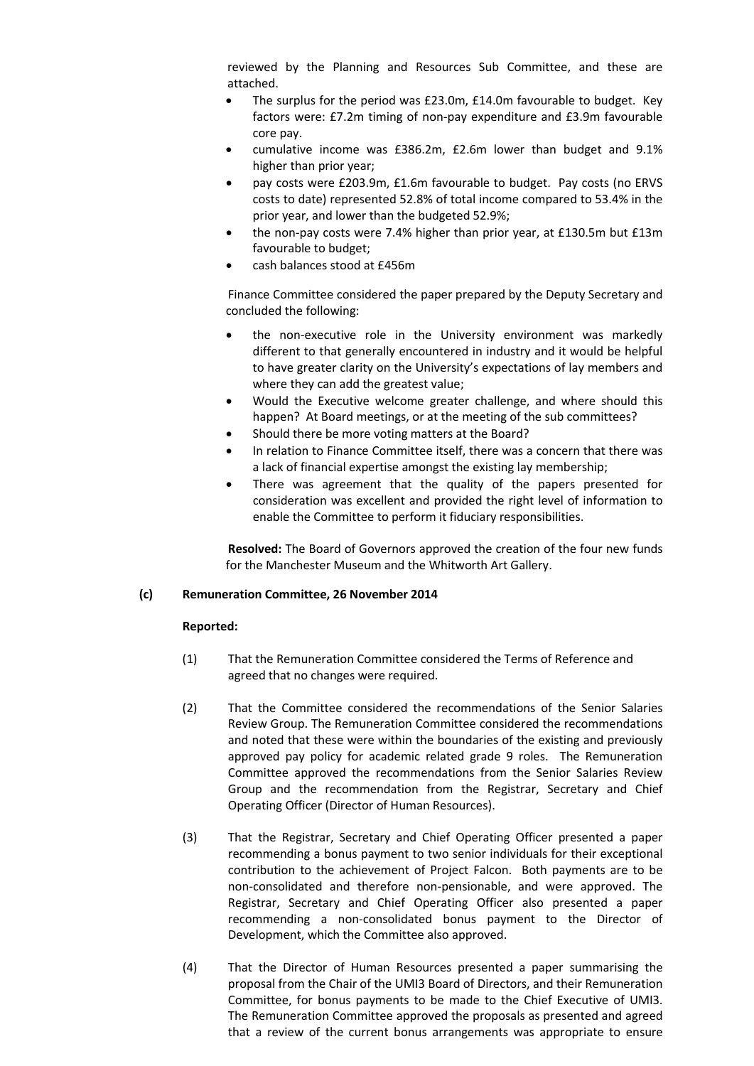reviewed by the Planning and Resources Sub Committee, and these are attached.

- The surplus for the period was £23.0m, £14.0m favourable to budget. Key factors were: £7.2m timing of non-pay expenditure and £3.9m favourable core pay.
- cumulative income was £386.2m, £2.6m lower than budget and 9.1% higher than prior year;
- pay costs were £203.9m, £1.6m favourable to budget. Pay costs (no ERVS costs to date) represented 52.8% of total income compared to 53.4% in the prior year, and lower than the budgeted 52.9%;
- the non-pay costs were 7.4% higher than prior year, at £130.5m but £13m favourable to budget;
- cash balances stood at £456m

Finance Committee considered the paper prepared by the Deputy Secretary and concluded the following:

- the non-executive role in the University environment was markedly different to that generally encountered in industry and it would be helpful to have greater clarity on the University's expectations of lay members and where they can add the greatest value;
- Would the Executive welcome greater challenge, and where should this happen? At Board meetings, or at the meeting of the sub committees?
- Should there be more voting matters at the Board?
- In relation to Finance Committee itself, there was a concern that there was a lack of financial expertise amongst the existing lay membership;
- There was agreement that the quality of the papers presented for consideration was excellent and provided the right level of information to enable the Committee to perform it fiduciary responsibilities.

**Resolved:** The Board of Governors approved the creation of the four new funds for the Manchester Museum and the Whitworth Art Gallery.

**(c) Remuneration Committee, 26 November 2014**

**Reported:**

(1) That the Remuneration Committee considered the Terms of Reference and agreed that no changes were required.

(2) That the Committee considered the recommendations of the Senior Salaries Review Group. The Remuneration Committee considered the recommendations and noted that these were within the boundaries of the existing and previously approved pay policy for academic related grade 9 roles. The Remuneration Committee approved the recommendations from the Senior Salaries Review Group and the recommendation from the Registrar, Secretary and Chief Operating Officer (Director of Human Resources).

(3) That the Registrar, Secretary and Chief Operating Officer presented a paper recommending a bonus payment to two senior individuals for their exceptional contribution to the achievement of Project Falcon. Both payments are to be non-consolidated and therefore non-pensionable, and were approved. The Registrar, Secretary and Chief Operating Officer also presented a paper recommending a non-consolidated bonus payment to the Director of Development, which the Committee also approved.

(4) That the Director of Human Resources presented a paper summarising the proposal from the Chair of the UMI3 Board of Directors, and their Remuneration Committee, for bonus payments to be made to the Chief Executive of UMI3. The Remuneration Committee approved the proposals as presented and agreed that a review of the current bonus arrangements was appropriate to ensure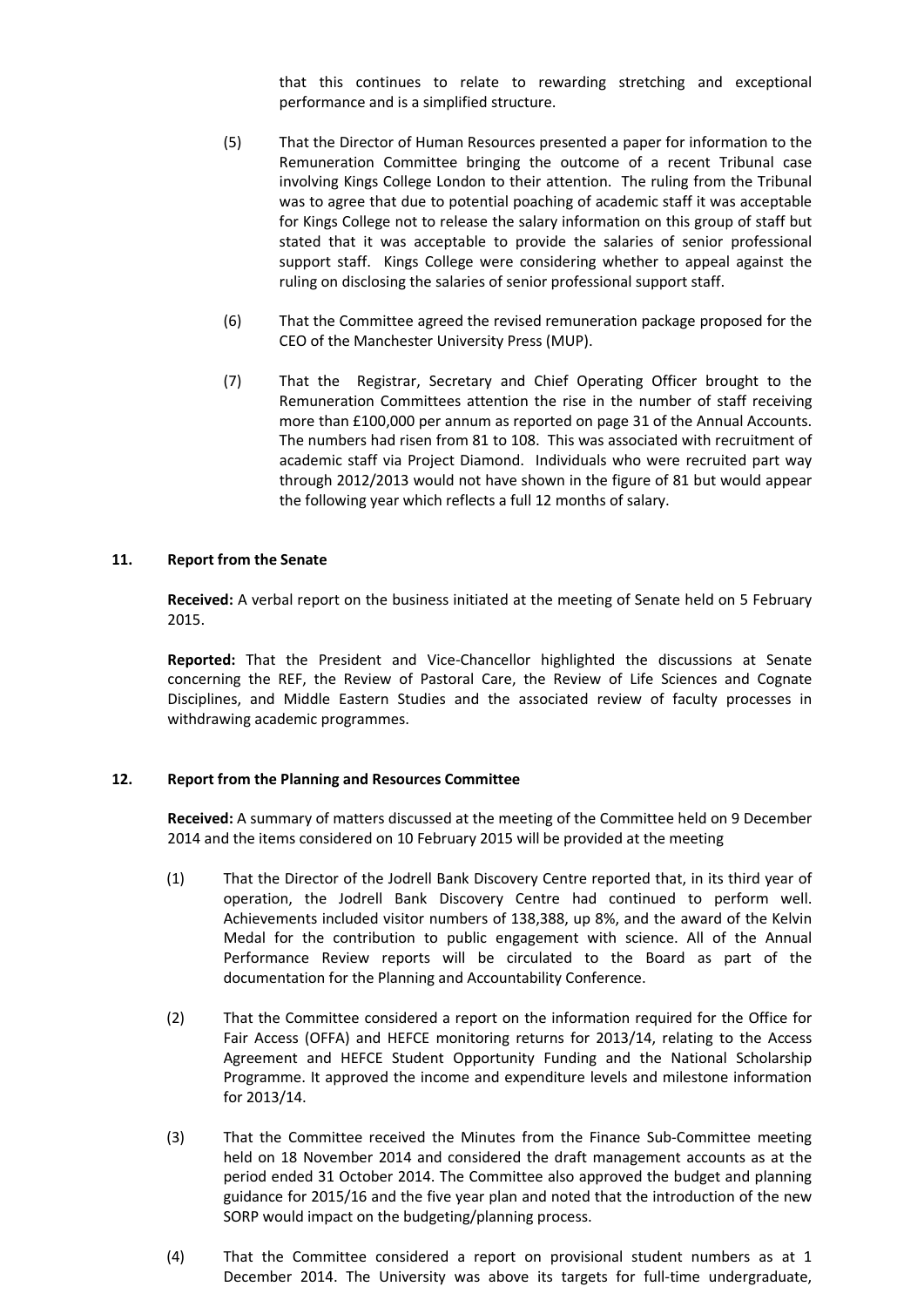that this continues to relate to rewarding stretching and exceptional performance and is a simplified structure.

(5) That the Director of Human Resources presented a paper for information to the Remuneration Committee bringing the outcome of a recent Tribunal case involving Kings College London to their attention. The ruling from the Tribunal was to agree that due to potential poaching of academic staff it was acceptable for Kings College not to release the salary information on this group of staff but stated that it was acceptable to provide the salaries of senior professional support staff. Kings College were considering whether to appeal against the ruling on disclosing the salaries of senior professional support staff.

(6) That the Committee agreed the revised remuneration package proposed for the CEO of the Manchester University Press (MUP).

(7) That the Registrar, Secretary and Chief Operating Officer brought to the Remuneration Committees attention the rise in the number of staff receiving more than £100,000 per annum as reported on page 31 of the Annual Accounts. The numbers had risen from 81 to 108. This was associated with recruitment of academic staff via Project Diamond. Individuals who were recruited part way through 2012/2013 would not have shown in the figure of 81 but would appear the following year which reflects a full 12 months of salary.

## 11. Report from the Senate

**Received:** A verbal report on the business initiated at the meeting of Senate held on 5 February 2015.

**Reported:** That the President and Vice-Chancellor highlighted the discussions at Senate concerning the REF, the Review of Pastoral Care, the Review of Life Sciences and Cognate Disciplines, and Middle Eastern Studies and the associated review of faculty processes in withdrawing academic programmes.

## 12. Report from the Planning and Resources Committee

**Received:** A summary of matters discussed at the meeting of the Committee held on 9 December 2014 and the items considered on 10 February 2015 will be provided at the meeting

(1) That the Director of the Jodrell Bank Discovery Centre reported that, in its third year of operation, the Jodrell Bank Discovery Centre had continued to perform well. Achievements included visitor numbers of 138,388, up 8%, and the award of the Kelvin Medal for the contribution to public engagement with science. All of the Annual Performance Review reports will be circulated to the Board as part of the documentation for the Planning and Accountability Conference.

(2) That the Committee considered a report on the information required for the Office for Fair Access (OFFA) and HEFCE monitoring returns for 2013/14, relating to the Access Agreement and HEFCE Student Opportunity Funding and the National Scholarship Programme. It approved the income and expenditure levels and milestone information for 2013/14.

(3) That the Committee received the Minutes from the Finance Sub-Committee meeting held on 18 November 2014 and considered the draft management accounts as at the period ended 31 October 2014. The Committee also approved the budget and planning guidance for 2015/16 and the five year plan and noted that the introduction of the new SORP would impact on the budgeting/planning process.

(4) That the Committee considered a report on provisional student numbers as at 1 December 2014. The University was above its targets for full-time undergraduate,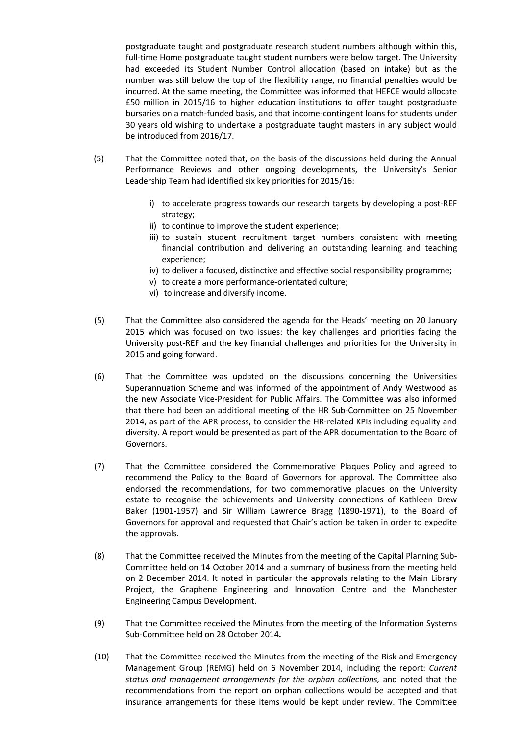postgraduate taught and postgraduate research student numbers although within this, full-time Home postgraduate taught student numbers were below target. The University had exceeded its Student Number Control allocation (based on intake) but as the number was still below the top of the flexibility range, no financial penalties would be incurred. At the same meeting, the Committee was informed that HEFCE would allocate £50 million in 2015/16 to higher education institutions to offer taught postgraduate bursaries on a match-funded basis, and that income-contingent loans for students under 30 years old wishing to undertake a postgraduate taught masters in any subject would be introduced from 2016/17.

(5) That the Committee noted that, on the basis of the discussions held during the Annual Performance Reviews and other ongoing developments, the University's Senior Leadership Team had identified six key priorities for 2015/16:

i) to accelerate progress towards our research targets by developing a post-REF strategy;
ii) to continue to improve the student experience;
iii) to sustain student recruitment target numbers consistent with meeting financial contribution and delivering an outstanding learning and teaching experience;
iv) to deliver a focused, distinctive and effective social responsibility programme;
v) to create a more performance-orientated culture;
vi) to increase and diversify income.

(5) That the Committee also considered the agenda for the Heads' meeting on 20 January 2015 which was focused on two issues: the key challenges and priorities facing the University post-REF and the key financial challenges and priorities for the University in 2015 and going forward.

(6) That the Committee was updated on the discussions concerning the Universities Superannuation Scheme and was informed of the appointment of Andy Westwood as the new Associate Vice-President for Public Affairs. The Committee was also informed that there had been an additional meeting of the HR Sub-Committee on 25 November 2014, as part of the APR process, to consider the HR-related KPIs including equality and diversity. A report would be presented as part of the APR documentation to the Board of Governors.

(7) That the Committee considered the Commemorative Plaques Policy and agreed to recommend the Policy to the Board of Governors for approval. The Committee also endorsed the recommendations, for two commemorative plaques on the University estate to recognise the achievements and University connections of Kathleen Drew Baker (1901-1957) and Sir William Lawrence Bragg (1890-1971), to the Board of Governors for approval and requested that Chair's action be taken in order to expedite the approvals.

(8) That the Committee received the Minutes from the meeting of the Capital Planning Sub-Committee held on 14 October 2014 and a summary of business from the meeting held on 2 December 2014. It noted in particular the approvals relating to the Main Library Project, the Graphene Engineering and Innovation Centre and the Manchester Engineering Campus Development.

(9) That the Committee received the Minutes from the meeting of the Information Systems Sub-Committee held on 28 October 2014**.**

(10) That the Committee received the Minutes from the meeting of the Risk and Emergency Management Group (REMG) held on 6 November 2014, including the report: *Current status and management arrangements for the orphan collections,* and noted that the recommendations from the report on orphan collections would be accepted and that insurance arrangements for these items would be kept under review. The Committee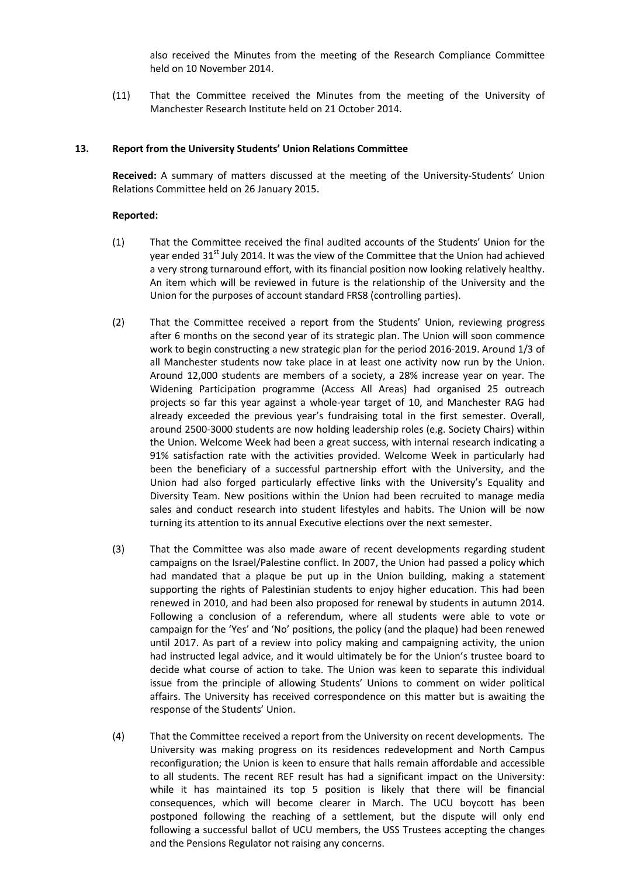also received the Minutes from the meeting of the Research Compliance Committee held on 10 November 2014.

(11) That the Committee received the Minutes from the meeting of the University of Manchester Research Institute held on 21 October 2014.

## 13. Report from the University Students' Union Relations Committee

**Received:** A summary of matters discussed at the meeting of the University-Students' Union Relations Committee held on 26 January 2015.

**Reported:**

(1) That the Committee received the final audited accounts of the Students' Union for the year ended 31st July 2014. It was the view of the Committee that the Union had achieved a very strong turnaround effort, with its financial position now looking relatively healthy. An item which will be reviewed in future is the relationship of the University and the Union for the purposes of account standard FRS8 (controlling parties).

(2) That the Committee received a report from the Students' Union, reviewing progress after 6 months on the second year of its strategic plan. The Union will soon commence work to begin constructing a new strategic plan for the period 2016-2019. Around 1/3 of all Manchester students now take place in at least one activity now run by the Union. Around 12,000 students are members of a society, a 28% increase year on year. The Widening Participation programme (Access All Areas) had organised 25 outreach projects so far this year against a whole-year target of 10, and Manchester RAG had already exceeded the previous year's fundraising total in the first semester. Overall, around 2500-3000 students are now holding leadership roles (e.g. Society Chairs) within the Union. Welcome Week had been a great success, with internal research indicating a 91% satisfaction rate with the activities provided. Welcome Week in particularly had been the beneficiary of a successful partnership effort with the University, and the Union had also forged particularly effective links with the University's Equality and Diversity Team. New positions within the Union had been recruited to manage media sales and conduct research into student lifestyles and habits. The Union will be now turning its attention to its annual Executive elections over the next semester.

(3) That the Committee was also made aware of recent developments regarding student campaigns on the Israel/Palestine conflict. In 2007, the Union had passed a policy which had mandated that a plaque be put up in the Union building, making a statement supporting the rights of Palestinian students to enjoy higher education. This had been renewed in 2010, and had been also proposed for renewal by students in autumn 2014. Following a conclusion of a referendum, where all students were able to vote or campaign for the 'Yes' and 'No' positions, the policy (and the plaque) had been renewed until 2017. As part of a review into policy making and campaigning activity, the union had instructed legal advice, and it would ultimately be for the Union's trustee board to decide what course of action to take. The Union was keen to separate this individual issue from the principle of allowing Students' Unions to comment on wider political affairs. The University has received correspondence on this matter but is awaiting the response of the Students' Union.

(4) That the Committee received a report from the University on recent developments. The University was making progress on its residences redevelopment and North Campus reconfiguration; the Union is keen to ensure that halls remain affordable and accessible to all students. The recent REF result has had a significant impact on the University: while it has maintained its top 5 position is likely that there will be financial consequences, which will become clearer in March. The UCU boycott has been postponed following the reaching of a settlement, but the dispute will only end following a successful ballot of UCU members, the USS Trustees accepting the changes and the Pensions Regulator not raising any concerns.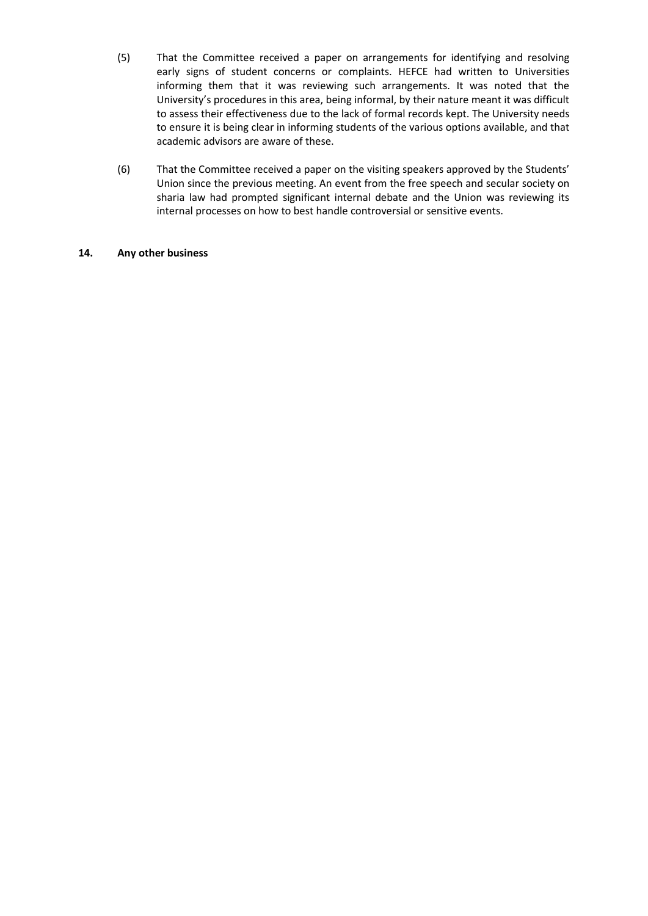(5) That the Committee received a paper on arrangements for identifying and resolving early signs of student concerns or complaints. HEFCE had written to Universities informing them that it was reviewing such arrangements. It was noted that the University's procedures in this area, being informal, by their nature meant it was difficult to assess their effectiveness due to the lack of formal records kept. The University needs to ensure it is being clear in informing students of the various options available, and that academic advisors are aware of these.

(6) That the Committee received a paper on the visiting speakers approved by the Students' Union since the previous meeting. An event from the free speech and secular society on sharia law had prompted significant internal debate and the Union was reviewing its internal processes on how to best handle controversial or sensitive events.

**14. Any other business**